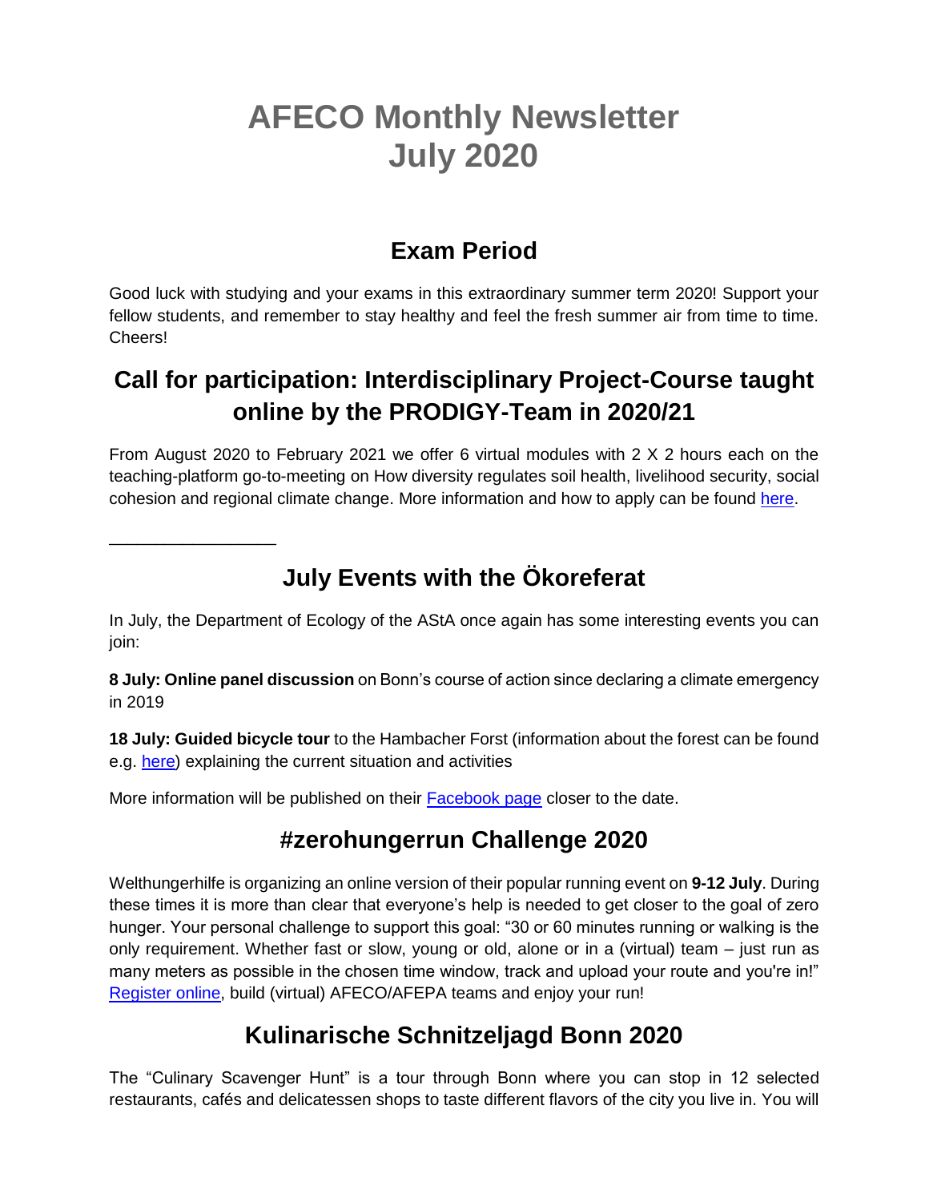# AFECO Monthly Newsletter July 2020

## Exam Period

Good luck with studying and your exams in this extraordinary summer term 2020! Support your fellow students, and remember to stay healthy and feel the fresh summer air from time to time. Cheers!

## Call for participation: Interdisciplinary Project-Course taught online by the PRODIGY-Team in 2020/21

From August 2020 to February 2021 we offer 6 virtual modules with 2 X 2 hours each on the teaching-platform go-to-meeting on How diversity regulates soil health, livelihood security, social cohesion and regional climate change. More information and how to apply can be found here.

_________________

## July Events with the Ökoreferat

In July, the Department of Ecology of the AStA once again has some interesting events you can join:

**8 July: Online panel discussion** on Bonn's course of action since declaring a climate emergency in 2019

**18 July: Guided bicycle tour** to the Hambacher Forst (information about the forest can be found e.g. here) explaining the current situation and activities

More information will be published on their Facebook page closer to the date.

## #zerohungerrun Challenge 2020

Welthungerhilfe is organizing an online version of their popular running event on **9-12 July**. During these times it is more than clear that everyone's help is needed to get closer to the goal of zero hunger. Your personal challenge to support this goal: "30 or 60 minutes running or walking is the only requirement. Whether fast or slow, young or old, alone or in a (virtual) team – just run as many meters as possible in the chosen time window, track and upload your route and you're in!" Register online, build (virtual) AFECO/AFEPA teams and enjoy your run!

## Kulinarische Schnitzeljagd Bonn 2020

The "Culinary Scavenger Hunt" is a tour through Bonn where you can stop in 12 selected restaurants, cafés and delicatessen shops to taste different flavors of the city you live in. You will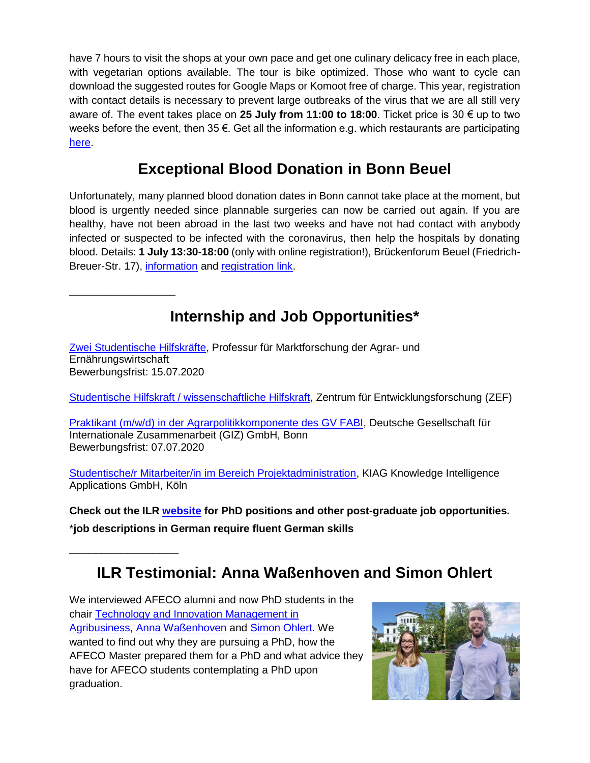have 7 hours to visit the shops at your own pace and get one culinary delicacy free in each place, with vegetarian options available. The tour is bike optimized. Those who want to cycle can download the suggested routes for Google Maps or Komoot free of charge. This year, registration with contact details is necessary to prevent large outbreaks of the virus that we are all still very aware of. The event takes place on **25 July from 11:00 to 18:00**. Ticket price is 30 € up to two weeks before the event, then 35 €. Get all the information e.g. which restaurants are participating here.

## Exceptional Blood Donation in Bonn Beuel

Unfortunately, many planned blood donation dates in Bonn cannot take place at the moment, but blood is urgently needed since plannable surgeries can now be carried out again. If you are healthy, have not been abroad in the last two weeks and have not had contact with anybody infected or suspected to be infected with the coronavirus, then help the hospitals by donating blood. Details: **1 July 13:30-18:00** (only with online registration!), Brückenforum Beuel (Friedrich-Breuer-Str. 17), information and registration link.

---

## Internship and Job Opportunities*

Zwei Studentische Hilfskräfte, Professur für Marktforschung der Agrar- und Ernährungswirtschaft
Bewerbungsfrist: 15.07.2020

Studentische Hilfskraft / wissenschaftliche Hilfskraft, Zentrum für Entwicklungsforschung (ZEF)

Praktikant (m/w/d) in der Agrarpolitikkomponente des GV FABI, Deutsche Gesellschaft für Internationale Zusammenarbeit (GIZ) GmbH, Bonn
Bewerbungsfrist: 07.07.2020

Studentische/r Mitarbeiter/in im Bereich Projektadministration, KIAG Knowledge Intelligence Applications GmbH, Köln

**Check out the ILR website for PhD positions and other post-graduate job opportunities.**

*__job descriptions in German require fluent German skills__

---

## ILR Testimonial: Anna Waßenhoven and Simon Ohlert

We interviewed AFECO alumni and now PhD students in the chair Technology and Innovation Management in Agribusiness, Anna Waßenhoven and Simon Ohlert. We wanted to find out why they are pursuing a PhD, how the AFECO Master prepared them for a PhD and what advice they have for AFECO students contemplating a PhD upon graduation.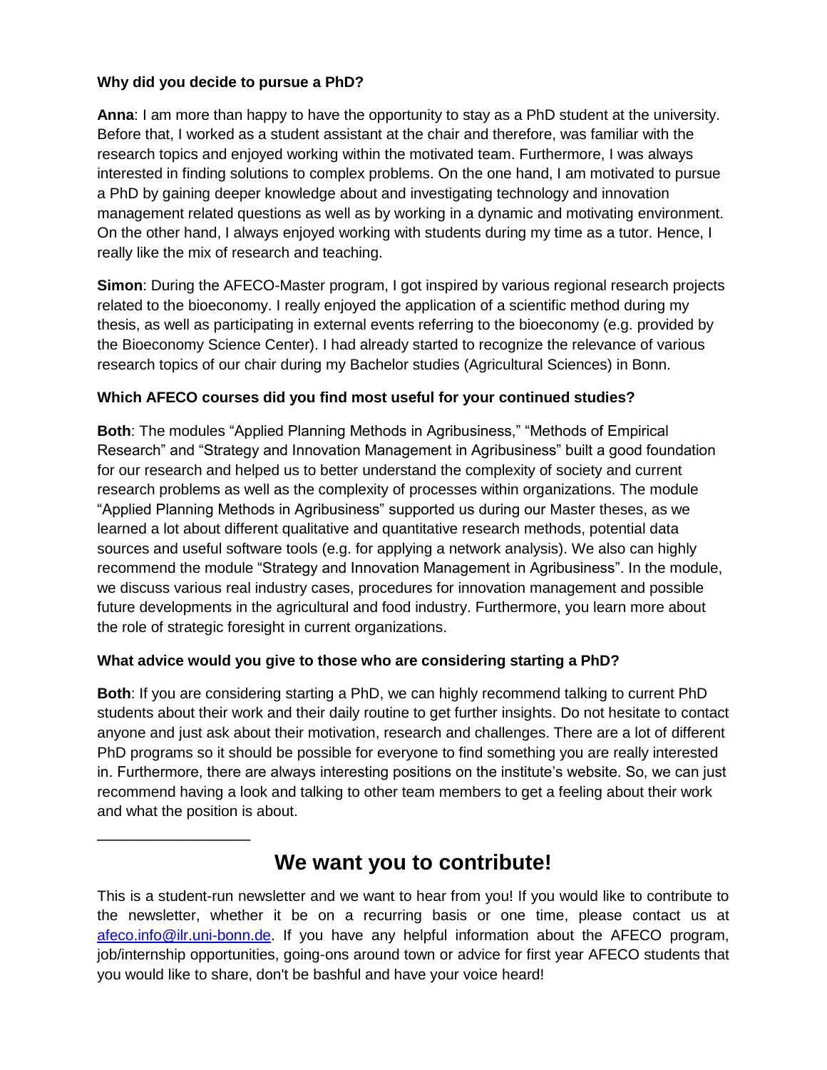**Why did you decide to pursue a PhD?**

**Anna**: I am more than happy to have the opportunity to stay as a PhD student at the university. Before that, I worked as a student assistant at the chair and therefore, was familiar with the research topics and enjoyed working within the motivated team. Furthermore, I was always interested in finding solutions to complex problems. On the one hand, I am motivated to pursue a PhD by gaining deeper knowledge about and investigating technology and innovation management related questions as well as by working in a dynamic and motivating environment. On the other hand, I always enjoyed working with students during my time as a tutor. Hence, I really like the mix of research and teaching.

**Simon**: During the AFECO-Master program, I got inspired by various regional research projects related to the bioeconomy. I really enjoyed the application of a scientific method during my thesis, as well as participating in external events referring to the bioeconomy (e.g. provided by the Bioeconomy Science Center). I had already started to recognize the relevance of various research topics of our chair during my Bachelor studies (Agricultural Sciences) in Bonn.

**Which AFECO courses did you find most useful for your continued studies?**

**Both**: The modules "Applied Planning Methods in Agribusiness," "Methods of Empirical Research" and "Strategy and Innovation Management in Agribusiness" built a good foundation for our research and helped us to better understand the complexity of society and current research problems as well as the complexity of processes within organizations. The module "Applied Planning Methods in Agribusiness" supported us during our Master theses, as we learned a lot about different qualitative and quantitative research methods, potential data sources and useful software tools (e.g. for applying a network analysis). We also can highly recommend the module "Strategy and Innovation Management in Agribusiness". In the module, we discuss various real industry cases, procedures for innovation management and possible future developments in the agricultural and food industry. Furthermore, you learn more about the role of strategic foresight in current organizations.

**What advice would you give to those who are considering starting a PhD?**

**Both**: If you are considering starting a PhD, we can highly recommend talking to current PhD students about their work and their daily routine to get further insights. Do not hesitate to contact anyone and just ask about their motivation, research and challenges. There are a lot of different PhD programs so it should be possible for everyone to find something you are really interested in. Furthermore, there are always interesting positions on the institute's website. So, we can just recommend having a look and talking to other team members to get a feeling about their work and what the position is about.

---

## We want you to contribute!

This is a student-run newsletter and we want to hear from you! If you would like to contribute to the newsletter, whether it be on a recurring basis or one time, please contact us at afeco.info@ilr.uni-bonn.de. If you have any helpful information about the AFECO program, job/internship opportunities, going-ons around town or advice for first year AFECO students that you would like to share, don't be bashful and have your voice heard!